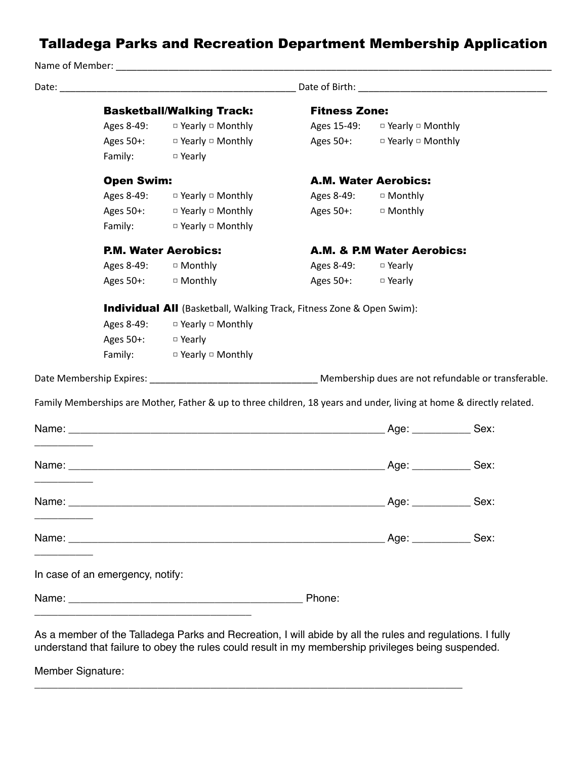# Talladega Parks and Recreation Department Membership Application

Name of Member: ______________________________________________________________________________

Date: __________________________________________ Date of Birth: _________________________________

**Basketball/Walking Track:**

Ages 8-49: ▫ Yearly ▫ Monthly
Ages 50+: ▫ Yearly ▫ Monthly
Family: ▫ Yearly

**Fitness Zone:**

Ages 15-49: ▫ Yearly ▫ Monthly
Ages 50+: ▫ Yearly ▫ Monthly

**Open Swim:**

Ages 8-49: ▫ Yearly ▫ Monthly
Ages 50+: ▫ Yearly ▫ Monthly
Family: ▫ Yearly ▫ Monthly

**A.M. Water Aerobics:**

Ages 8-49: ▫ Monthly
Ages 50+: ▫ Monthly

**P.M. Water Aerobics:**

Ages 8-49: ▫ Monthly
Ages 50+: ▫ Monthly

**A.M. & P.M Water Aerobics:**

Ages 8-49: ▫ Yearly
Ages 50+: ▫ Yearly

**Individual All** (Basketball, Walking Track, Fitness Zone & Open Swim):

Ages 8-49: ▫ Yearly ▫ Monthly
Ages 50+: ▫ Yearly
Family: ▫ Yearly ▫ Monthly

Date Membership Expires: ______________________________ Membership dues are not refundable or transferable.

Family Memberships are Mother, Father & up to three children, 18 years and under, living at home & directly related.

Name: ________________________________________________________ Age: __________ Sex: __________

Name: ________________________________________________________ Age: __________ Sex: __________

Name: ________________________________________________________ Age: __________ Sex: __________

Name: ________________________________________________________ Age: __________ Sex: __________

In case of an emergency, notify:

Name: _________________________________________ Phone: ______________________________________

As a member of the Talladega Parks and Recreation, I will abide by all the rules and regulations. I fully understand that failure to obey the rules could result in my membership privileges being suspended.

Member Signature: ____________________________________________________________________________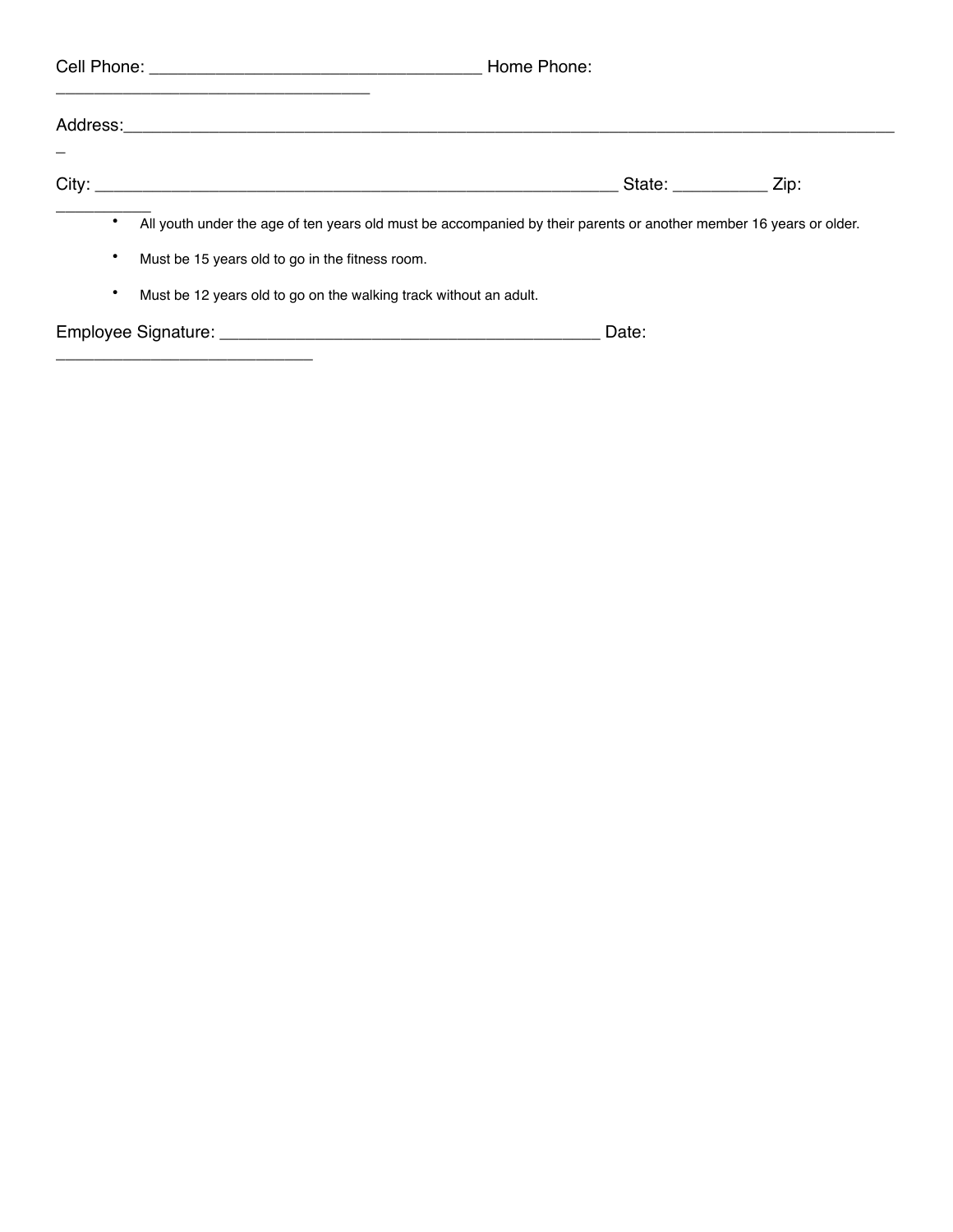Cell Phone: ___________________________________ Home Phone: ___________________________________

Address: _______________________________________________________________________________________

City: ________________________________________________________ State: __________ Zip: __________

- All youth under the age of ten years old must be accompanied by their parents or another member 16 years or older.
- Must be 15 years old to go in the fitness room.
- Must be 12 years old to go on the walking track without an adult.

Employee Signature: _________________________________________ Date: ____________________________